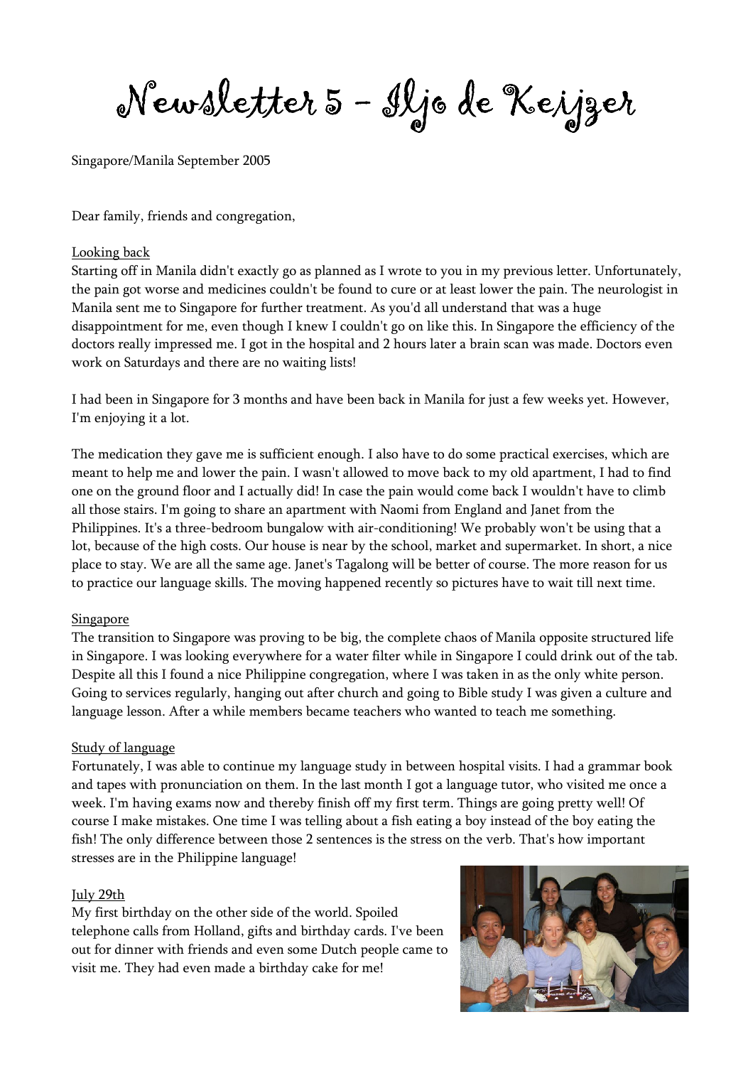# Newsletter 5 – Iljo de Keijzer

Singapore/Manila September 2005

Dear family, friends and congregation,

## Looking back

Starting off in Manila didn't exactly go as planned as I wrote to you in my previous letter. Unfortunately, the pain got worse and medicines couldn't be found to cure or at least lower the pain. The neurologist in Manila sent me to Singapore for further treatment. As you'd all understand that was a huge disappointment for me, even though I knew I couldn't go on like this. In Singapore the efficiency of the doctors really impressed me. I got in the hospital and 2 hours later a brain scan was made. Doctors even work on Saturdays and there are no waiting lists!

I had been in Singapore for 3 months and have been back in Manila for just a few weeks yet. However, I'm enjoying it a lot.

The medication they gave me is sufficient enough. I also have to do some practical exercises, which are meant to help me and lower the pain. I wasn't allowed to move back to my old apartment, I had to find one on the ground floor and I actually did! In case the pain would come back I wouldn't have to climb all those stairs. I'm going to share an apartment with Naomi from England and Janet from the Philippines. It's a three-bedroom bungalow with air-conditioning! We probably won't be using that a lot, because of the high costs. Our house is near by the school, market and supermarket. In short, a nice place to stay. We are all the same age. Janet's Tagalong will be better of course. The more reason for us to practice our language skills. The moving happened recently so pictures have to wait till next time.

## Singapore

The transition to Singapore was proving to be big, the complete chaos of Manila opposite structured life in Singapore. I was looking everywhere for a water filter while in Singapore I could drink out of the tab. Despite all this I found a nice Philippine congregation, where I was taken in as the only white person. Going to services regularly, hanging out after church and going to Bible study I was given a culture and language lesson. After a while members became teachers who wanted to teach me something.

## Study of language

Fortunately, I was able to continue my language study in between hospital visits. I had a grammar book and tapes with pronunciation on them. In the last month I got a language tutor, who visited me once a week. I'm having exams now and thereby finish off my first term. Things are going pretty well! Of course I make mistakes. One time I was telling about a fish eating a boy instead of the boy eating the fish! The only difference between those 2 sentences is the stress on the verb. That's how important stresses are in the Philippine language!

## July 29th

My first birthday on the other side of the world. Spoiled telephone calls from Holland, gifts and birthday cards. I've been out for dinner with friends and even some Dutch people came to visit me. They had even made a birthday cake for me!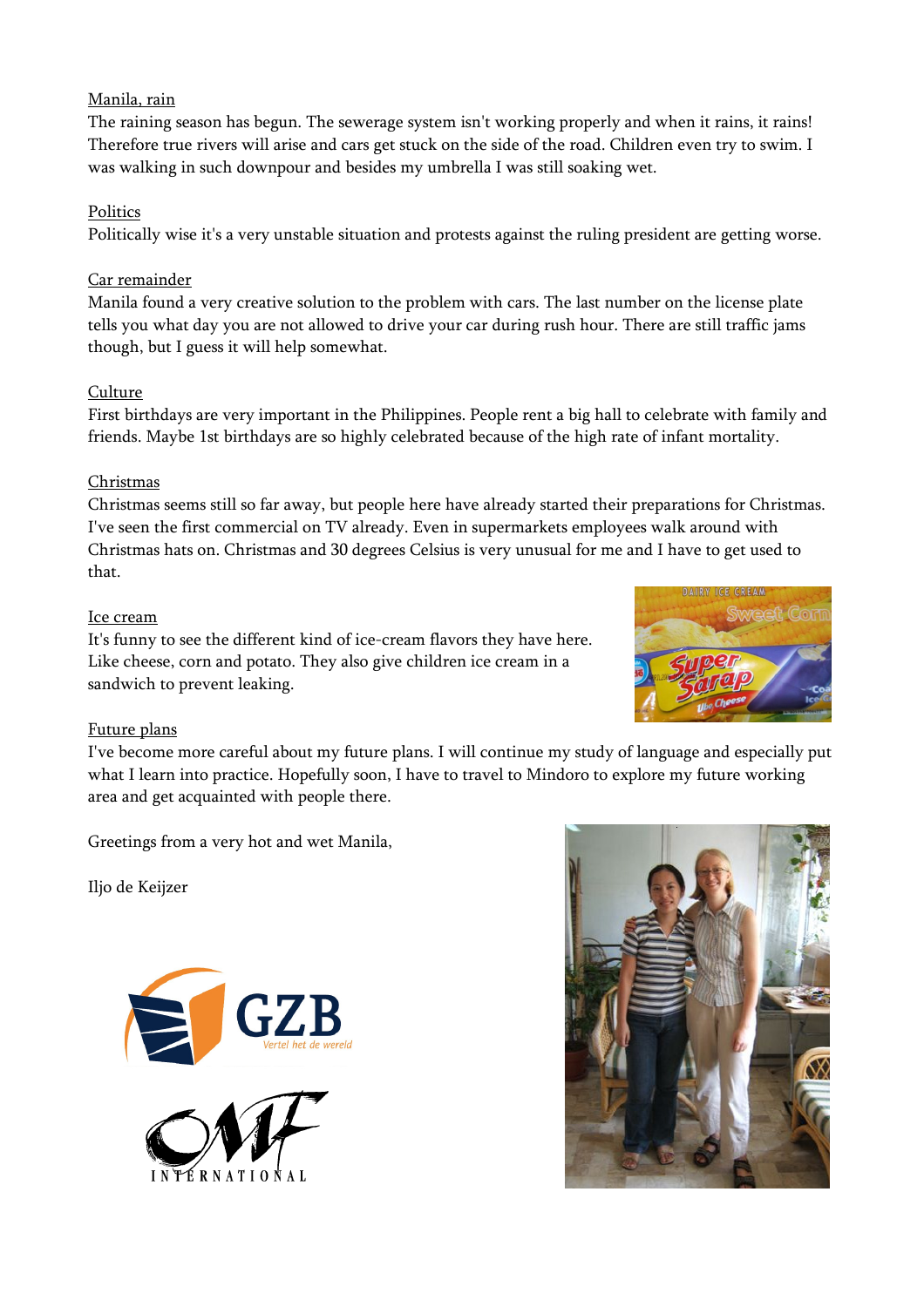Manila, rain

The raining season has begun. The sewerage system isn't working properly and when it rains, it rains! Therefore true rivers will arise and cars get stuck on the side of the road. Children even try to swim. I was walking in such downpour and besides my umbrella I was still soaking wet.

Politics

Politically wise it's a very unstable situation and protests against the ruling president are getting worse.

Car remainder

Manila found a very creative solution to the problem with cars. The last number on the license plate tells you what day you are not allowed to drive your car during rush hour. There are still traffic jams though, but I guess it will help somewhat.

Culture

First birthdays are very important in the Philippines. People rent a big hall to celebrate with family and friends. Maybe 1st birthdays are so highly celebrated because of the high rate of infant mortality.

Christmas

Christmas seems still so far away, but people here have already started their preparations for Christmas. I've seen the first commercial on TV already. Even in supermarkets employees walk around with Christmas hats on. Christmas and 30 degrees Celsius is very unusual for me and I have to get used to that.

Ice cream

It's funny to see the different kind of ice-cream flavors they have here. Like cheese, corn and potato. They also give children ice cream in a sandwich to prevent leaking.

Future plans

I've become more careful about my future plans. I will continue my study of language and especially put what I learn into practice. Hopefully soon, I have to travel to Mindoro to explore my future working area and get acquainted with people there.

Greetings from a very hot and wet Manila,

Iljo de Keijzer